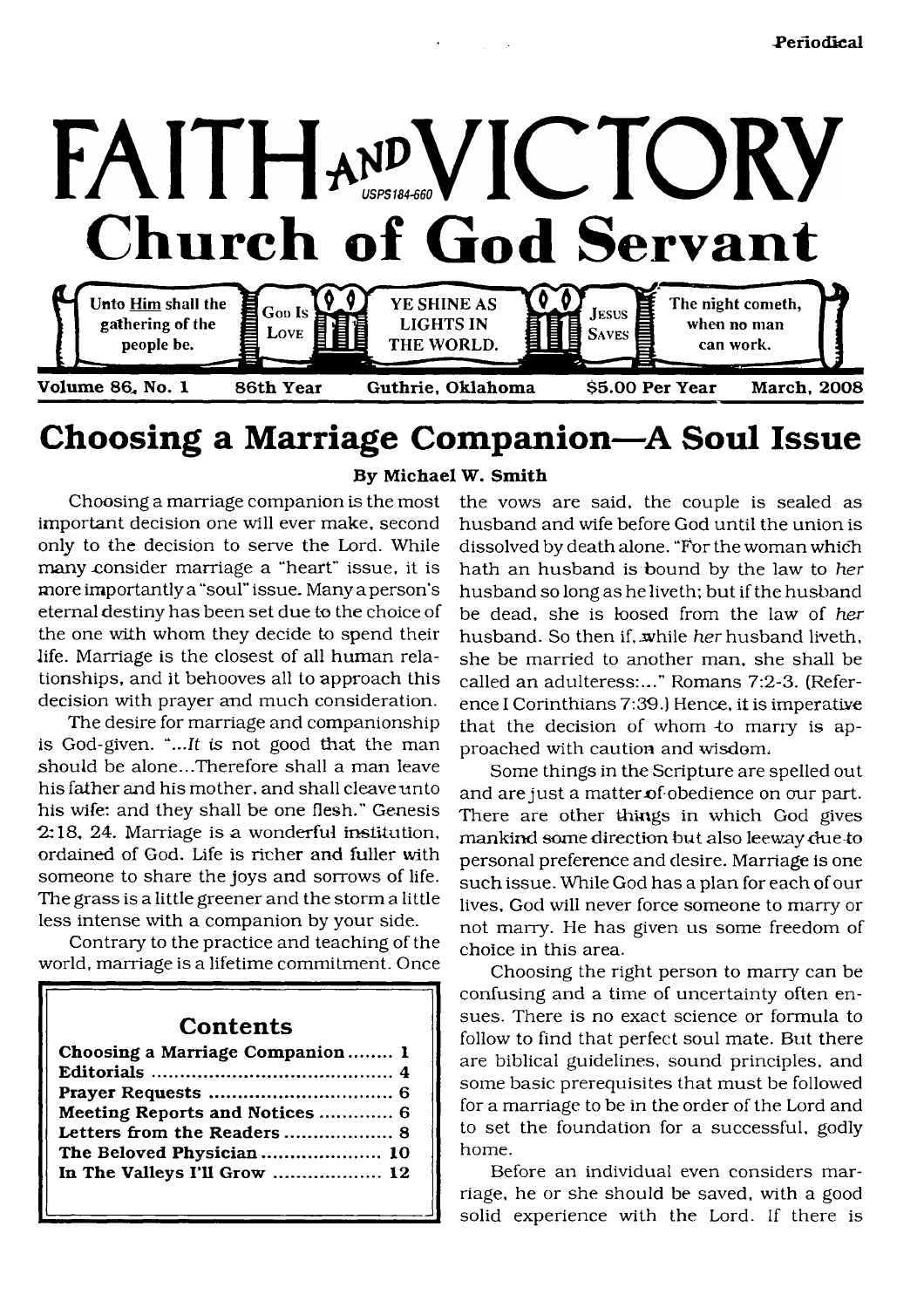Periodical

# FAITH AND VICTORY

USPS184-660

## Church of God Servant

Unto Him shall the gathering of the people be. | God Is Love | YE SHINE AS LIGHTS IN THE WORLD. | Jesus Saves | The night cometh, when no man can work.

Volume 86, No. 1 | 86th Year | Guthrie, Oklahoma | $5.00 Per Year | March, 2008

# Choosing a Marriage Companion—A Soul Issue

**By Michael W. Smith**

Choosing a marriage companion is the most important decision one will ever make, second only to the decision to serve the Lord. While many consider marriage a "heart" issue, it is more importantly a "soul" issue. Many a person's eternal destiny has been set due to the choice of the one with whom they decide to spend their life. Marriage is the closest of all human relationships, and it behooves all to approach this decision with prayer and much consideration.

The desire for marriage and companionship is God-given. "...*It is* not good that the man should be alone...Therefore shall a man leave his father and his mother, and shall cleave unto his wife: and they shall be one flesh." Genesis 2:18, 24. Marriage is a wonderful institution, ordained of God. Life is richer and fuller with someone to share the joys and sorrows of life. The grass is a little greener and the storm a little less intense with a companion by your side.

Contrary to the practice and teaching of the world, marriage is a lifetime commitment. Once the vows are said, the couple is sealed as husband and wife before God until the union is dissolved by death alone. "For the woman which hath an husband is bound by the law to *her* husband so long as he liveth; but if the husband be dead, she is loosed from the law of *her* husband. So then if, while *her* husband liveth, she be married to another man, she shall be called an adulteress:..." Romans 7:2-3. (Reference I Corinthians 7:39.) Hence, it is imperative that the decision of whom to marry is approached with caution and wisdom.

Some things in the Scripture are spelled out and are just a matter of obedience on our part. There are other things in which God gives mankind some direction but also leeway due to personal preference and desire. Marriage is one such issue. While God has a plan for each of our lives, God will never force someone to marry or not marry. He has given us some freedom of choice in this area.

Choosing the right person to marry can be confusing and a time of uncertainty often ensues. There is no exact science or formula to follow to find that perfect soul mate. But there are biblical guidelines, sound principles, and some basic prerequisites that must be followed for a marriage to be in the order of the Lord and to set the foundation for a successful, godly home.

Before an individual even considers marriage, he or she should be saved, with a good solid experience with the Lord. If there is

### Contents

| | |
|---|---|
| Choosing a Marriage Companion | 1 |
| Editorials | 4 |
| Prayer Requests | 6 |
| Meeting Reports and Notices | 6 |
| Letters from the Readers | 8 |
| The Beloved Physician | 10 |
| In The Valleys I'll Grow | 12 |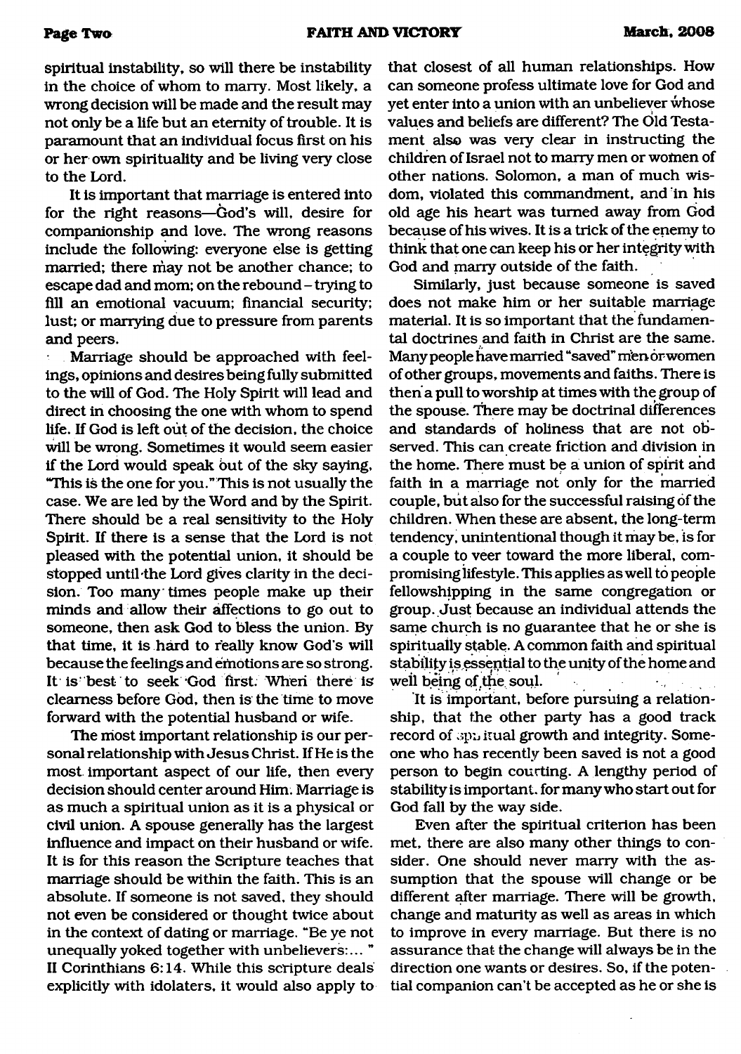spiritual instability, so will there be instability in the choice of whom to marry. Most likely, a wrong decision will be made and the result may not only be a life but an eternity of trouble. It is paramount that an individual focus first on his or her own spirituality and be living very close to the Lord.

It is important that marriage is entered into for the right reasons—God's will, desire for companionship and love. The wrong reasons include the following: everyone else is getting married; there may not be another chance; to escape dad and mom; on the rebound – trying to fill an emotional vacuum; financial security; lust; or marrying due to pressure from parents and peers.

Marriage should be approached with feelings, opinions and desires being fully submitted to the will of God. The Holy Spirit will lead and direct in choosing the one with whom to spend life. If God is left out of the decision, the choice will be wrong. Sometimes it would seem easier if the Lord would speak out of the sky saying, "This is the one for you." This is not usually the case. We are led by the Word and by the Spirit. There should be a real sensitivity to the Holy Spirit. If there is a sense that the Lord is not pleased with the potential union, it should be stopped until the Lord gives clarity in the decision. Too many times people make up their minds and allow their affections to go out to someone, then ask God to bless the union. By that time, it is hard to really know God's will because the feelings and emotions are so strong. It is best to seek God first. When there is clearness before God, then is the time to move forward with the potential husband or wife.

The most important relationship is our personal relationship with Jesus Christ. If He is the most important aspect of our life, then every decision should center around Him. Marriage is as much a spiritual union as it is a physical or civil union. A spouse generally has the largest influence and impact on their husband or wife. It is for this reason the Scripture teaches that marriage should be within the faith. This is an absolute. If someone is not saved, they should not even be considered or thought twice about in the context of dating or marriage. "Be ye not unequally yoked together with unbelievers:..." II Corinthians 6:14. While this scripture deals explicitly with idolaters, it would also apply to that closest of all human relationships. How can someone profess ultimate love for God and yet enter into a union with an unbeliever whose values and beliefs are different? The Old Testament also was very clear in instructing the children of Israel not to marry men or women of other nations. Solomon, a man of much wisdom, violated this commandment, and in his old age his heart was turned away from God because of his wives. It is a trick of the enemy to think that one can keep his or her integrity with God and marry outside of the faith.

Similarly, just because someone is saved does not make him or her suitable marriage material. It is so important that the fundamental doctrines and faith in Christ are the same. Many people have married "saved" men or women of other groups, movements and faiths. There is then a pull to worship at times with the group of the spouse. There may be doctrinal differences and standards of holiness that are not observed. This can create friction and division in the home. There must be a union of spirit and faith in a marriage not only for the married couple, but also for the successful raising of the children. When these are absent, the long-term tendency, unintentional though it may be, is for a couple to veer toward the more liberal, compromising lifestyle. This applies as well to people fellowshipping in the same congregation or group. Just because an individual attends the same church is no guarantee that he or she is spiritually stable. A common faith and spiritual stability is essential to the unity of the home and well being of the soul.

It is important, before pursuing a relationship, that the other party has a good track record of spiritual growth and integrity. Someone who has recently been saved is not a good person to begin courting. A lengthy period of stability is important, for many who start out for God fall by the way side.

Even after the spiritual criterion has been met, there are also many other things to consider. One should never marry with the assumption that the spouse will change or be different after marriage. There will be growth, change and maturity as well as areas in which to improve in every marriage. But there is no assurance that the change will always be in the direction one wants or desires. So, if the potential companion can't be accepted as he or she is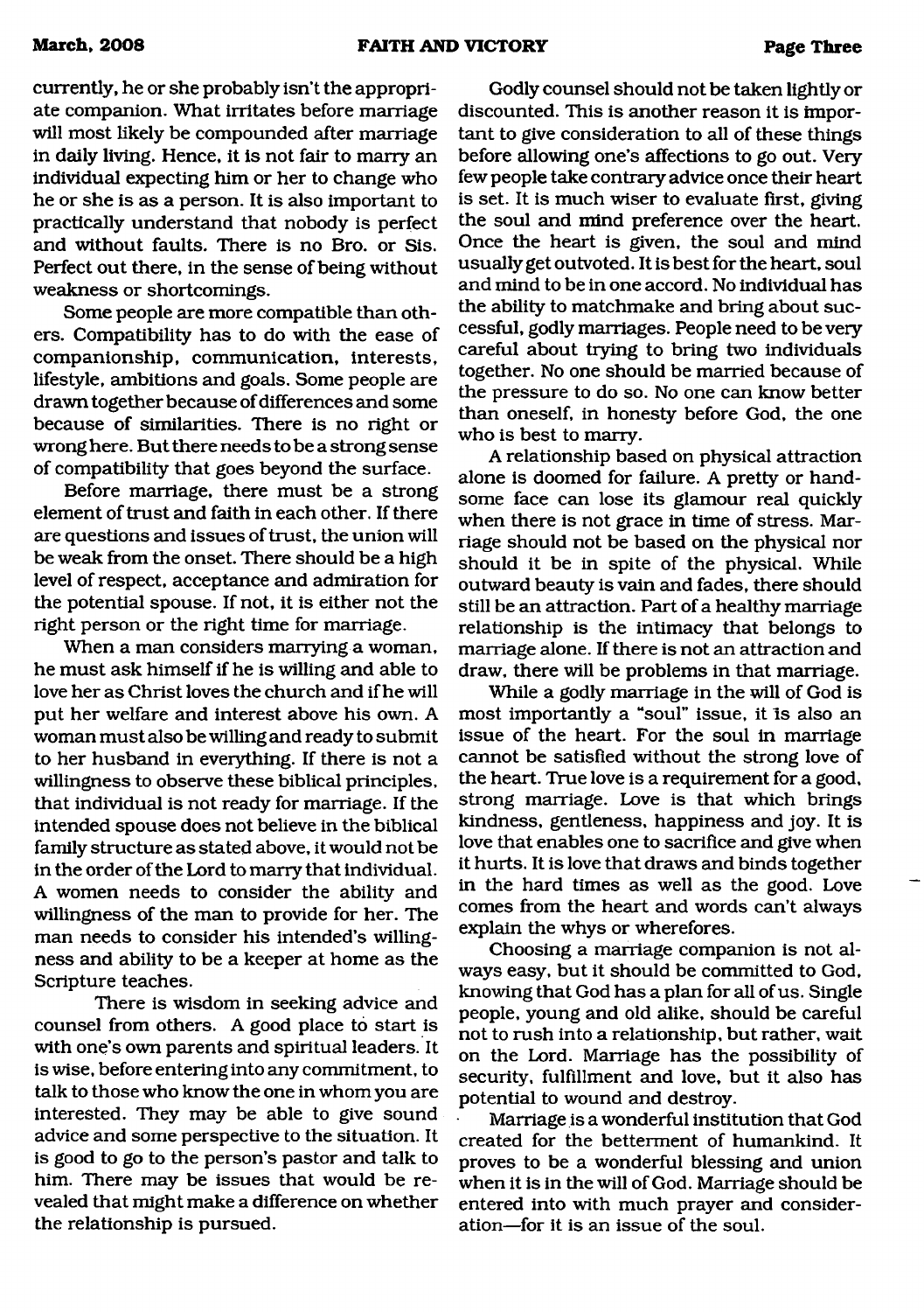currently, he or she probably isn't the appropriate companion. What irritates before marriage will most likely be compounded after marriage in daily living. Hence, it is not fair to marry an individual expecting him or her to change who he or she is as a person. It is also important to practically understand that nobody is perfect and without faults. There is no Bro. or Sis. Perfect out there, in the sense of being without weakness or shortcomings.

Some people are more compatible than others. Compatibility has to do with the ease of companionship, communication, interests, lifestyle, ambitions and goals. Some people are drawn together because of differences and some because of similarities. There is no right or wrong here. But there needs to be a strong sense of compatibility that goes beyond the surface.

Before marriage, there must be a strong element of trust and faith in each other. If there are questions and issues of trust, the union will be weak from the onset. There should be a high level of respect, acceptance and admiration for the potential spouse. If not, it is either not the right person or the right time for marriage.

When a man considers marrying a woman, he must ask himself if he is willing and able to love her as Christ loves the church and if he will put her welfare and interest above his own. A woman must also be willing and ready to submit to her husband in everything. If there is not a willingness to observe these biblical principles, that individual is not ready for marriage. If the intended spouse does not believe in the biblical family structure as stated above, it would not be in the order of the Lord to marry that individual. A women needs to consider the ability and willingness of the man to provide for her. The man needs to consider his intended's willingness and ability to be a keeper at home as the Scripture teaches.

There is wisdom in seeking advice and counsel from others. A good place to start is with one's own parents and spiritual leaders. It is wise, before entering into any commitment, to talk to those who know the one in whom you are interested. They may be able to give sound advice and some perspective to the situation. It is good to go to the person's pastor and talk to him. There may be issues that would be revealed that might make a difference on whether the relationship is pursued.

Godly counsel should not be taken lightly or discounted. This is another reason it is important to give consideration to all of these things before allowing one's affections to go out. Very few people take contrary advice once their heart is set. It is much wiser to evaluate first, giving the soul and mind preference over the heart. Once the heart is given, the soul and mind usually get outvoted. It is best for the heart, soul and mind to be in one accord. No individual has the ability to matchmake and bring about successful, godly marriages. People need to be very careful about trying to bring two individuals together. No one should be married because of the pressure to do so. No one can know better than oneself, in honesty before God, the one who is best to marry.

A relationship based on physical attraction alone is doomed for failure. A pretty or handsome face can lose its glamour real quickly when there is not grace in time of stress. Marriage should not be based on the physical nor should it be in spite of the physical. While outward beauty is vain and fades, there should still be an attraction. Part of a healthy marriage relationship is the intimacy that belongs to marriage alone. If there is not an attraction and draw, there will be problems in that marriage.

While a godly marriage in the will of God is most importantly a "soul" issue, it is also an issue of the heart. For the soul in marriage cannot be satisfied without the strong love of the heart. True love is a requirement for a good, strong marriage. Love is that which brings kindness, gentleness, happiness and joy. It is love that enables one to sacrifice and give when it hurts. It is love that draws and binds together in the hard times as well as the good. Love comes from the heart and words can't always explain the whys or wherefores.

Choosing a marriage companion is not always easy, but it should be committed to God, knowing that God has a plan for all of us. Single people, young and old alike, should be careful not to rush into a relationship, but rather, wait on the Lord. Marriage has the possibility of security, fulfillment and love, but it also has potential to wound and destroy.

Marriage is a wonderful institution that God created for the betterment of humankind. It proves to be a wonderful blessing and union when it is in the will of God. Marriage should be entered into with much prayer and consideration—for it is an issue of the soul.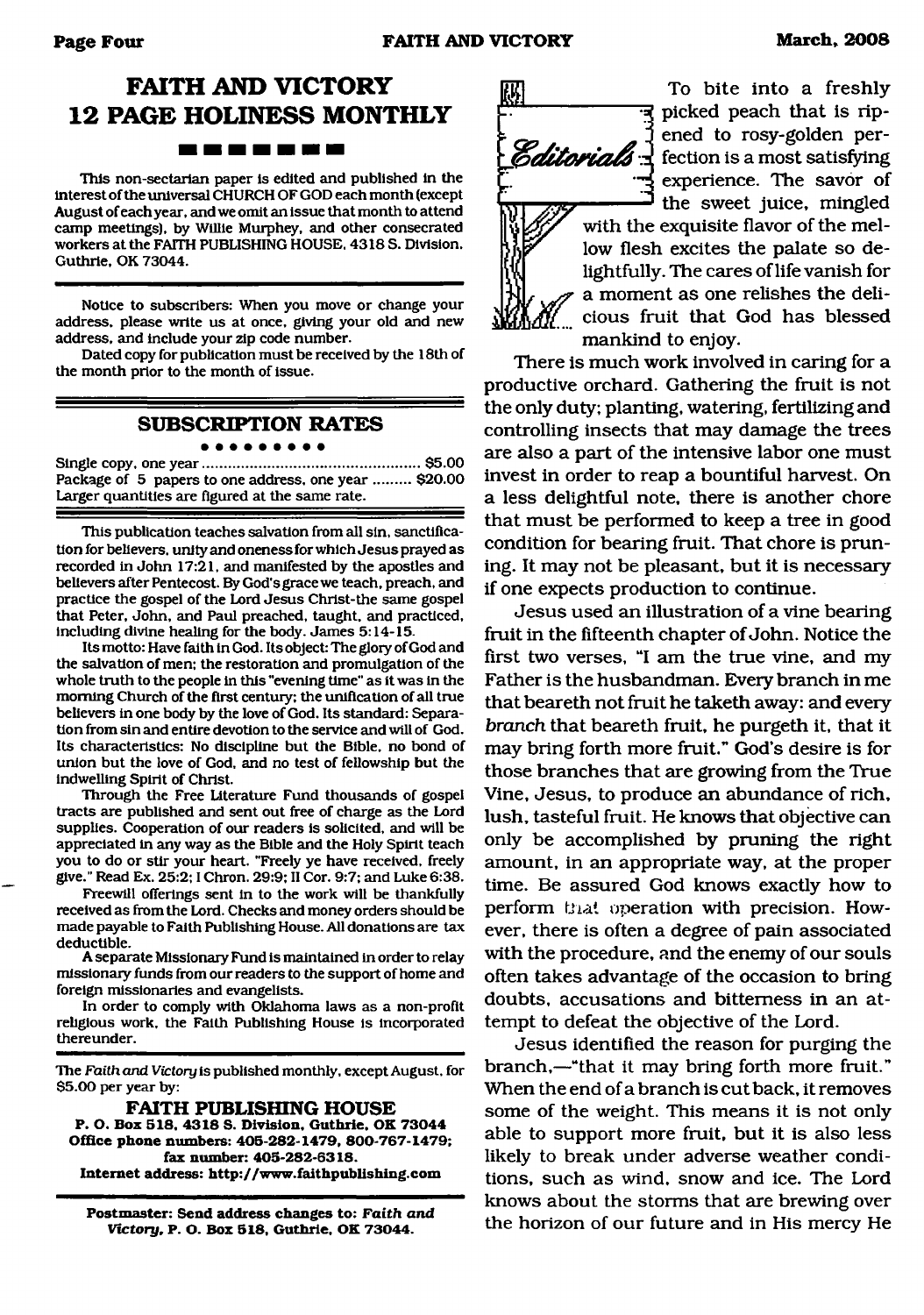## FAITH AND VICTORY 12 PAGE HOLINESS MONTHLY

This non-sectarian paper is edited and published in the interest of the universal CHURCH OF GOD each month (except August of each year, and we omit an issue that month to attend camp meetings), by Willie Murphey, and other consecrated workers at the FAITH PUBLISHING HOUSE, 4318 S. Division, Guthrie, OK 73044.

Notice to subscribers: When you move or change your address, please write us at once, giving your old and new address, and include your zip code number.

Dated copy for publication must be received by the 18th of the month prior to the month of issue.

### SUBSCRIPTION RATES

Single copy, one year .................................................. $5.00
Package of 5 papers to one address, one year ......... $20.00
Larger quantities are figured at the same rate.

This publication teaches salvation from all sin, sanctification for believers, unity and oneness for which Jesus prayed as recorded in John 17:21, and manifested by the apostles and believers after Pentecost. By God's grace we teach, preach, and practice the gospel of the Lord Jesus Christ-the same gospel that Peter, John, and Paul preached, taught, and practiced, including divine healing for the body. James 5:14-15.

Its motto: Have faith in God. Its object: The glory of God and the salvation of men; the restoration and promulgation of the whole truth to the people in this "evening time" as it was in the morning Church of the first century; the unification of all true believers in one body by the love of God. Its standard: Separation from sin and entire devotion to the service and will of God. Its characteristics: No discipline but the Bible, no bond of union but the love of God, and no test of fellowship but the indwelling Spirit of Christ.

Through the Free Literature Fund thousands of gospel tracts are published and sent out free of charge as the Lord supplies. Cooperation of our readers is solicited, and will be appreciated in any way as the Bible and the Holy Spirit teach you to do or stir your heart. "Freely ye have received, freely give." Read Ex. 25:2; I Chron. 29:9; II Cor. 9:7; and Luke 6:38.

Freewill offerings sent in to the work will be thankfully received as from the Lord. Checks and money orders should be made payable to Faith Publishing House. All donations are tax deductible.

A separate Missionary Fund is maintained in order to relay missionary funds from our readers to the support of home and foreign missionaries and evangelists.

In order to comply with Oklahoma laws as a non-profit religious work, the Faith Publishing House is incorporated thereunder.

The *Faith and Victory* is published monthly, except August, for $5.00 per year by:

**FAITH PUBLISHING HOUSE**
**P. O. Box 518, 4318 S. Division, Guthrie, OK 73044**
**Office phone numbers: 405-282-1479, 800-767-1479; fax number: 405-282-6318.**
**Internet address: http://www.faithpublishing.com**

**Postmaster: Send address changes to: *Faith and Victory*, P. O. Box 518, Guthrie, OK 73044.**

## Editorials

To bite into a freshly picked peach that is ripened to rosy-golden perfection is a most satisfying experience. The savor of the sweet juice, mingled with the exquisite flavor of the mellow flesh excites the palate so delightfully. The cares of life vanish for a moment as one relishes the delicious fruit that God has blessed mankind to enjoy.

There is much work involved in caring for a productive orchard. Gathering the fruit is not the only duty; planting, watering, fertilizing and controlling insects that may damage the trees are also a part of the intensive labor one must invest in order to reap a bountiful harvest. On a less delightful note, there is another chore that must be performed to keep a tree in good condition for bearing fruit. That chore is pruning. It may not be pleasant, but it is necessary if one expects production to continue.

Jesus used an illustration of a vine bearing fruit in the fifteenth chapter of John. Notice the first two verses, "I am the true vine, and my Father is the husbandman. Every branch in me that beareth not fruit he taketh away: and every *branch* that beareth fruit, he purgeth it, that it may bring forth more fruit." God's desire is for those branches that are growing from the True Vine, Jesus, to produce an abundance of rich, lush, tasteful fruit. He knows that objective can only be accomplished by pruning the right amount, in an appropriate way, at the proper time. Be assured God knows exactly how to perform that operation with precision. However, there is often a degree of pain associated with the procedure, and the enemy of our souls often takes advantage of the occasion to bring doubts, accusations and bitterness in an attempt to defeat the objective of the Lord.

Jesus identified the reason for purging the branch,—"that it may bring forth more fruit." When the end of a branch is cut back, it removes some of the weight. This means it is not only able to support more fruit, but it is also less likely to break under adverse weather conditions, such as wind, snow and ice. The Lord knows about the storms that are brewing over the horizon of our future and in His mercy He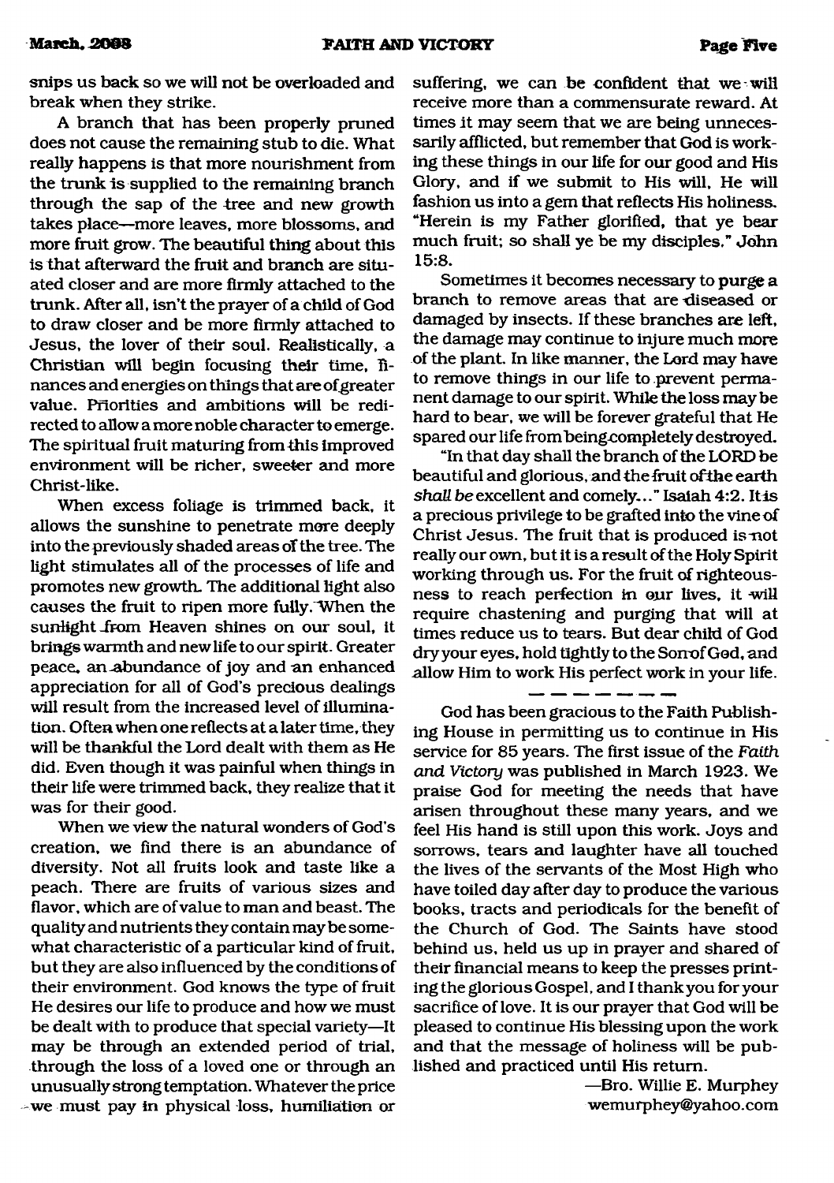snips us back so we will not be overloaded and break when they strike.

A branch that has been properly pruned does not cause the remaining stub to die. What really happens is that more nourishment from the trunk is supplied to the remaining branch through the sap of the tree and new growth takes place—more leaves, more blossoms, and more fruit grow. The beautiful thing about this is that afterward the fruit and branch are situated closer and are more firmly attached to the trunk. After all, isn't the prayer of a child of God to draw closer and be more firmly attached to Jesus, the lover of their soul. Realistically, a Christian will begin focusing their time, finances and energies on things that are of greater value. Priorities and ambitions will be redirected to allow a more noble character to emerge. The spiritual fruit maturing from this improved environment will be richer, sweeter and more Christ-like.

When excess foliage is trimmed back, it allows the sunshine to penetrate more deeply into the previously shaded areas of the tree. The light stimulates all of the processes of life and promotes new growth. The additional light also causes the fruit to ripen more fully. When the sunlight from Heaven shines on our soul, it brings warmth and new life to our spirit. Greater peace, an abundance of joy and an enhanced appreciation for all of God's precious dealings will result from the increased level of illumination. Often when one reflects at a later time, they will be thankful the Lord dealt with them as He did. Even though it was painful when things in their life were trimmed back, they realize that it was for their good.

When we view the natural wonders of God's creation, we find there is an abundance of diversity. Not all fruits look and taste like a peach. There are fruits of various sizes and flavor, which are of value to man and beast. The quality and nutrients they contain may be somewhat characteristic of a particular kind of fruit, but they are also influenced by the conditions of their environment. God knows the type of fruit He desires our life to produce and how we must be dealt with to produce that special variety—It may be through an extended period of trial, through the loss of a loved one or through an unusually strong temptation. Whatever the price we must pay in physical loss, humiliation or suffering, we can be confident that we will receive more than a commensurate reward. At times it may seem that we are being unnecessarily afflicted, but remember that God is working these things in our life for our good and His Glory, and if we submit to His will, He will fashion us into a gem that reflects His holiness. "Herein is my Father glorified, that ye bear much fruit; so shall ye be my disciples." John 15:8.

Sometimes it becomes necessary to purge a branch to remove areas that are diseased or damaged by insects. If these branches are left, the damage may continue to injure much more of the plant. In like manner, the Lord may have to remove things in our life to prevent permanent damage to our spirit. While the loss may be hard to bear, we will be forever grateful that He spared our life from being completely destroyed.

"In that day shall the branch of the LORD be beautiful and glorious, and the fruit of the earth *shall be* excellent and comely..." Isaiah 4:2. It is a precious privilege to be grafted into the vine of Christ Jesus. The fruit that is produced is not really our own, but it is a result of the Holy Spirit working through us. For the fruit of righteousness to reach perfection in our lives, it will require chastening and purging that will at times reduce us to tears. But dear child of God dry your eyes, hold tightly to the Son of God, and allow Him to work His perfect work in your life.

---

God has been gracious to the Faith Publishing House in permitting us to continue in His service for 85 years. The first issue of the *Faith and Victory* was published in March 1923. We praise God for meeting the needs that have arisen throughout these many years, and we feel His hand is still upon this work. Joys and sorrows, tears and laughter have all touched the lives of the servants of the Most High who have toiled day after day to produce the various books, tracts and periodicals for the benefit of the Church of God. The Saints have stood behind us, held us up in prayer and shared of their financial means to keep the presses printing the glorious Gospel, and I thank you for your sacrifice of love. It is our prayer that God will be pleased to continue His blessing upon the work and that the message of holiness will be published and practiced until His return.

—Bro. Willie E. Murphey
wemurphey@yahoo.com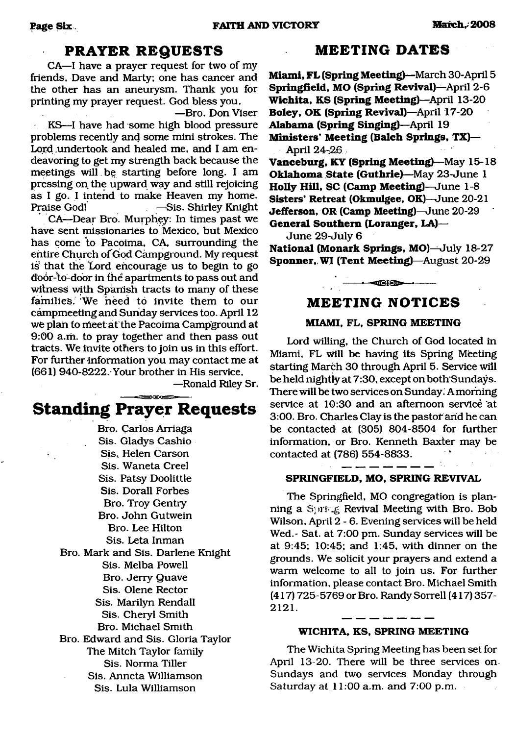## PRAYER REQUESTS

CA—I have a prayer request for two of my friends, Dave and Marty; one has cancer and the other has an aneurysm. Thank you for printing my prayer request. God bless you,

—Bro. Don Viser

KS—I have had some high blood pressure problems recently and some mini strokes. The Lord undertook and healed me, and I am endeavoring to get my strength back because the meetings will be starting before long. I am pressing on the upward way and still rejoicing as I go. I intend to make Heaven my home. Praise God! —Sis. Shirley Knight

CA—Dear Bro. Murphey: In times past we have sent missionaries to Mexico, but Mexico has come to Pacoima, CA, surrounding the entire Church of God Campground. My request is that the Lord encourage us to begin to go door-to-door in the apartments to pass out and witness with Spanish tracts to many of these families. We need to invite them to our campmeeting and Sunday services too. April 12 we plan to meet at the Pacoima Campground at 9:00 a.m. to pray together and then pass out tracts. We invite others to join us in this effort. For further information you may contact me at (661) 940-8222. Your brother in His service,

—Ronald Riley Sr.

## Standing Prayer Requests

Bro. Carlos Arriaga
Sis. Gladys Cashio
Sis. Helen Carson
Sis. Waneta Creel
Sis. Patsy Doolittle
Sis. Dorall Forbes
Bro. Troy Gentry
Bro. John Gutwein
Bro. Lee Hilton
Sis. Leta Inman
Bro. Mark and Sis. Darlene Knight
Sis. Melba Powell
Bro. Jerry Quave
Sis. Olene Rector
Sis. Marilyn Rendall
Sis. Cheryl Smith
Bro. Michael Smith
Bro. Edward and Sis. Gloria Taylor
The Mitch Taylor family
Sis. Norma Tiller
Sis. Anneta Williamson
Sis. Lula Williamson

## MEETING DATES

**Miami, FL (Spring Meeting)**—March 30-April 5
**Springfield, MO (Spring Revival)**—April 2-6
**Wichita, KS (Spring Meeting)**—April 13-20
**Boley, OK (Spring Revival)**—April 17-20
**Alabama (Spring Singing)**—April 19
**Ministers' Meeting (Balch Springs, TX)**—April 24-26
**Vanceburg, KY (Spring Meeting)**—May 15-18
**Oklahoma State (Guthrie)**—May 23-June 1
**Holly Hill, SC (Camp Meeting)**—June 1-8
**Sisters' Retreat (Okmulgee, OK)**—June 20-21
**Jefferson, OR (Camp Meeting)**—June 20-29
**General Southern (Loranger, LA)**—June 29-July 6
**National (Monark Springs, MO)**—July 18-27
**Sponner, WI (Tent Meeting)**—August 20-29

## MEETING NOTICES

### MIAMI, FL, SPRING MEETING

Lord willing, the Church of God located in Miami, FL will be having its Spring Meeting starting March 30 through April 5. Service will be held nightly at 7:30, except on both Sundays. There will be two services on Sunday: A morning service at 10:30 and an afternoon service at 3:00. Bro. Charles Clay is the pastor and he can be contacted at (305) 804-8504 for further information, or Bro. Kenneth Baxter may be contacted at (786) 554-8833.

### SPRINGFIELD, MO, SPRING REVIVAL

The Springfield, MO congregation is planning a Spring Revival Meeting with Bro. Bob Wilson, April 2 - 6. Evening services will be held Wed.- Sat. at 7:00 pm. Sunday services will be at 9:45; 10:45; and 1:45, with dinner on the grounds. We solicit your prayers and extend a warm welcome to all to join us. For further information, please contact Bro. Michael Smith (417) 725-5769 or Bro. Randy Sorrell (417) 357-2121.

### WICHITA, KS, SPRING MEETING

The Wichita Spring Meeting has been set for April 13-20. There will be three services on Sundays and two services Monday through Saturday at 11:00 a.m. and 7:00 p.m.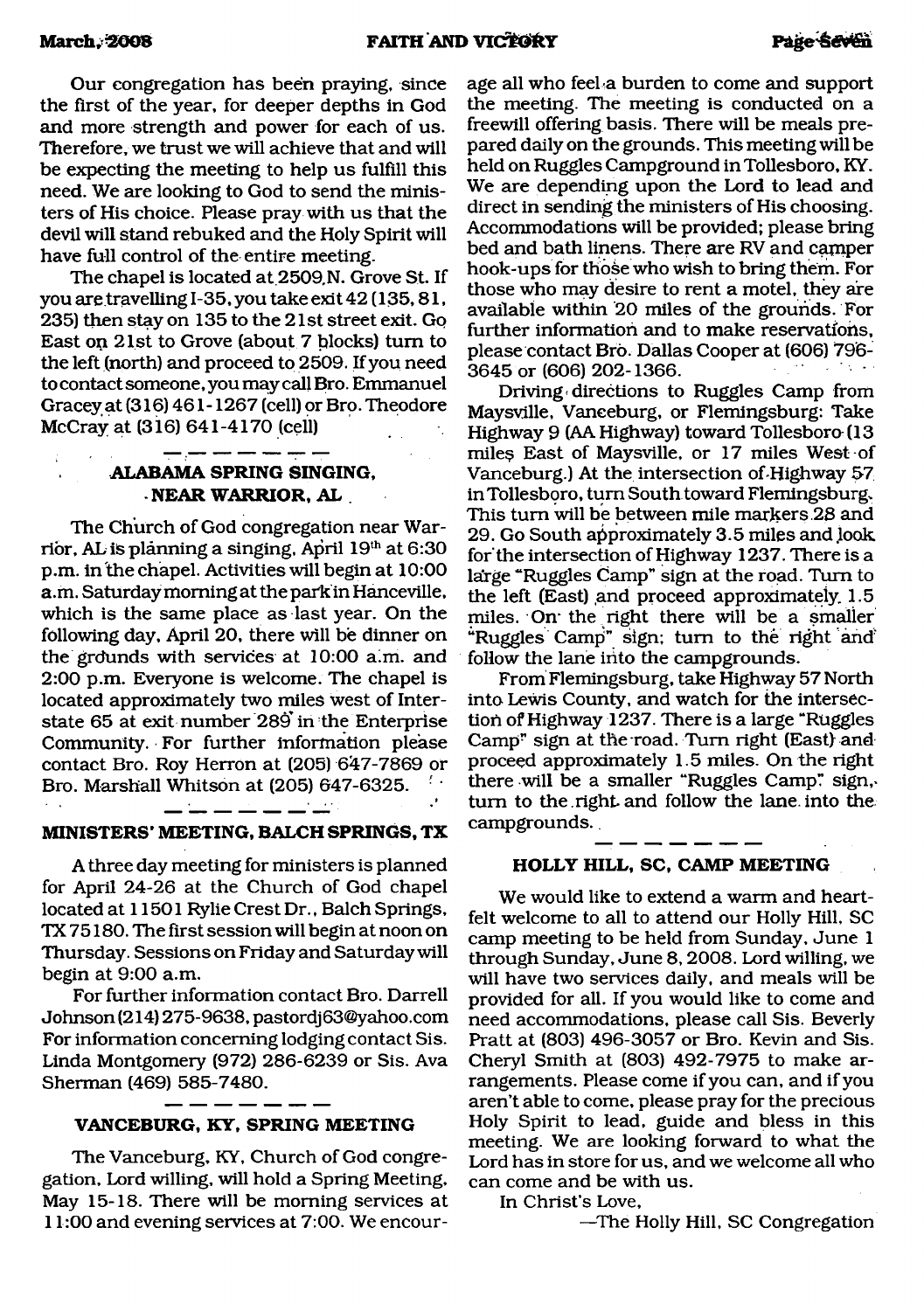Our congregation has been praying, since the first of the year, for deeper depths in God and more strength and power for each of us. Therefore, we trust we will achieve that and will be expecting the meeting to help us fulfill this need. We are looking to God to send the ministers of His choice. Please pray with us that the devil will stand rebuked and the Holy Spirit will have full control of the entire meeting.

The chapel is located at 2509 N. Grove St. If you are travelling I-35, you take exit 42 (135, 81, 235) then stay on 135 to the 21st street exit. Go East on 21st to Grove (about 7 blocks) turn to the left (north) and proceed to 2509. If you need to contact someone, you may call Bro. Emmanuel Gracey at (316) 461-1267 (cell) or Bro. Theodore McCray at (316) 641-4170 (cell)

---

### ALABAMA SPRING SINGING, NEAR WARRIOR, AL

The Church of God congregation near Warrior, AL is planning a singing, April 19th at 6:30 p.m. in the chapel. Activities will begin at 10:00 a.m. Saturday morning at the park in Hanceville, which is the same place as last year. On the following day, April 20, there will be dinner on the grounds with services at 10:00 a.m. and 2:00 p.m. Everyone is welcome. The chapel is located approximately two miles west of Interstate 65 at exit number 289 in the Enterprise Community. For further information please contact Bro. Roy Herron at (205) 647-7869 or Bro. Marshall Whitson at (205) 647-6325.

---

### MINISTERS' MEETING, BALCH SPRINGS, TX

A three day meeting for ministers is planned for April 24-26 at the Church of God chapel located at 11501 Rylie Crest Dr., Balch Springs, TX 75180. The first session will begin at noon on Thursday. Sessions on Friday and Saturday will begin at 9:00 a.m.

For further information contact Bro. Darrell Johnson (214) 275-9638, pastordj63@yahoo.com For information concerning lodging contact Sis. Linda Montgomery (972) 286-6239 or Sis. Ava Sherman (469) 585-7480.

---

### VANCEBURG, KY, SPRING MEETING

The Vanceburg, KY, Church of God congregation, Lord willing, will hold a Spring Meeting, May 15-18. There will be morning services at 11:00 and evening services at 7:00. We encourage all who feel a burden to come and support the meeting. The meeting is conducted on a freewill offering basis. There will be meals prepared daily on the grounds. This meeting will be held on Ruggles Campground in Tollesboro, KY. We are depending upon the Lord to lead and direct in sending the ministers of His choosing. Accommodations will be provided; please bring bed and bath linens. There are RV and camper hook-ups for those who wish to bring them. For those who may desire to rent a motel, they are available within 20 miles of the grounds. For further information and to make reservations, please contact Bro. Dallas Cooper at (606) 796-3645 or (606) 202-1366.

Driving directions to Ruggles Camp from Maysville, Vaneeburg, or Flemingsburg: Take Highway 9 (AA Highway) toward Tollesboro (13 miles East of Maysville, or 17 miles West of Vanceburg.) At the intersection of Highway 57 in Tollesboro, turn South toward Flemingsburg. This turn will be between mile markers 28 and 29. Go South approximately 3.5 miles and look for the intersection of Highway 1237. There is a large "Ruggles Camp" sign at the road. Turn to the left (East) and proceed approximately 1.5 miles. On the right there will be a smaller "Ruggles Camp" sign; turn to the right and follow the lane into the campgrounds.

From Flemingsburg, take Highway 57 North into Lewis County, and watch for the intersection of Highway 1237. There is a large "Ruggles Camp" sign at the road. Turn right (East) and proceed approximately 1.5 miles. On the right there will be a smaller "Ruggles Camp" sign, turn to the right and follow the lane into the campgrounds.

---

### HOLLY HILL, SC, CAMP MEETING

We would like to extend a warm and heartfelt welcome to all to attend our Holly Hill, SC camp meeting to be held from Sunday, June 1 through Sunday, June 8, 2008. Lord willing, we will have two services daily, and meals will be provided for all. If you would like to come and need accommodations, please call Sis. Beverly Pratt at (803) 496-3057 or Bro. Kevin and Sis. Cheryl Smith at (803) 492-7975 to make arrangements. Please come if you can, and if you aren't able to come, please pray for the precious Holy Spirit to lead, guide and bless in this meeting. We are looking forward to what the Lord has in store for us, and we welcome all who can come and be with us.

In Christ's Love,

—The Holly Hill, SC Congregation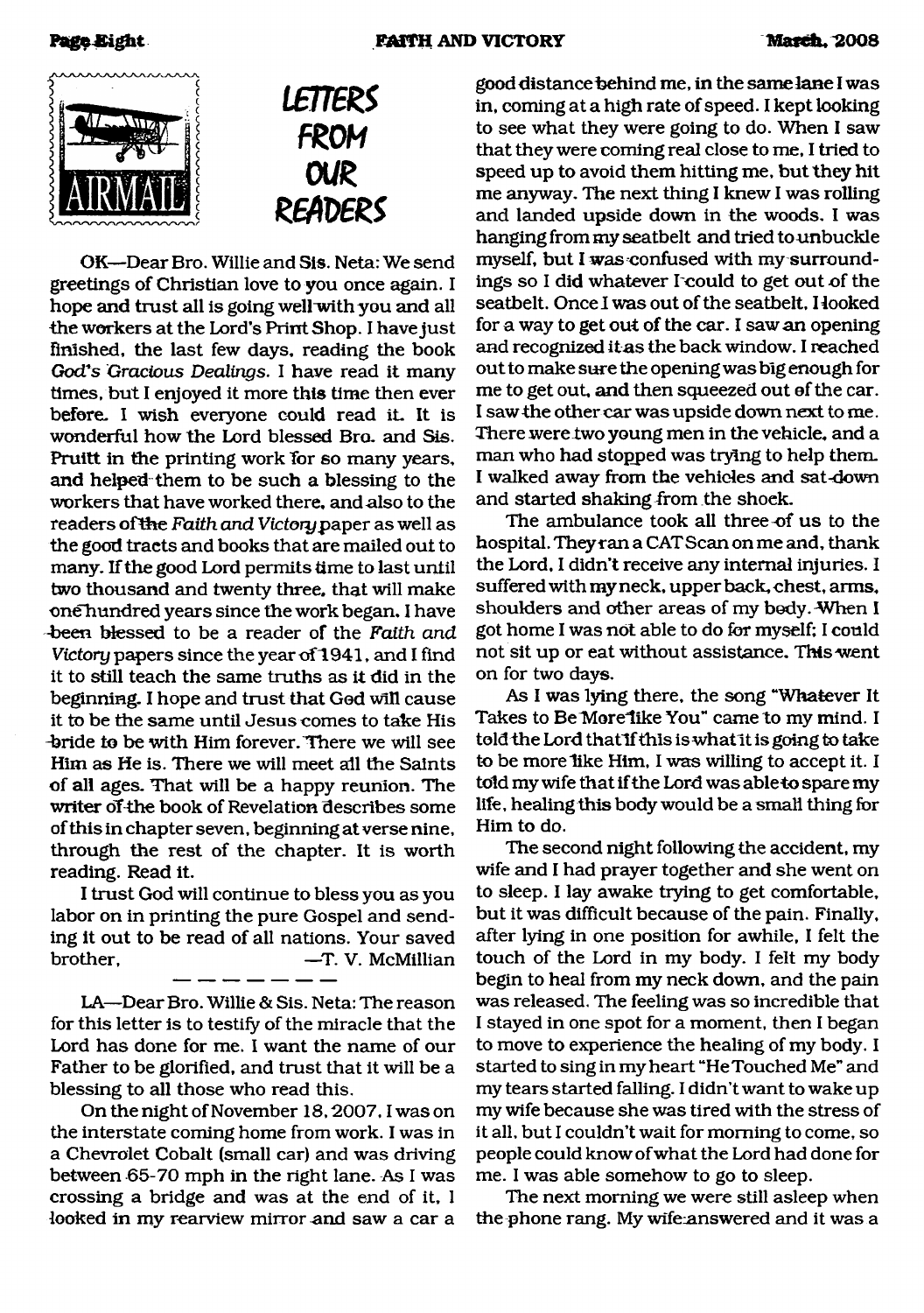# LETTERS FROM OUR READERS

OK—Dear Bro. Willie and Sis. Neta: We send greetings of Christian love to you once again. I hope and trust all is going well with you and all the workers at the Lord's Print Shop. I have just finished, the last few days, reading the book *God's Gracious Dealings*. I have read it many times, but I enjoyed it more this time then ever before. I wish everyone could read it. It is wonderful how the Lord blessed Bro. and Sis. Pruitt in the printing work for so many years, and helped them to be such a blessing to the workers that have worked there, and also to the readers of the *Faith and Victory* paper as well as the good tracts and books that are mailed out to many. If the good Lord permits time to last until two thousand and twenty three, that will make one hundred years since the work began. I have been blessed to be a reader of the *Faith and Victory* papers since the year of 1941, and I find it to still teach the same truths as it did in the beginning. I hope and trust that God will cause it to be the same until Jesus comes to take His bride to be with Him forever. There we will see Him as He is. There we will meet all the Saints of all ages. That will be a happy reunion. The writer of the book of Revelation describes some of this in chapter seven, beginning at verse nine, through the rest of the chapter. It is worth reading. Read it.

I trust God will continue to bless you as you labor on in printing the pure Gospel and sending it out to be read of all nations. Your saved brother, —T. V. McMillian

---

LA—Dear Bro. Willie & Sis. Neta: The reason for this letter is to testify of the miracle that the Lord has done for me. I want the name of our Father to be glorified, and trust that it will be a blessing to all those who read this.

On the night of November 18, 2007, I was on the interstate coming home from work. I was in a Chevrolet Cobalt (small car) and was driving between 65-70 mph in the right lane. As I was crossing a bridge and was at the end of it, I looked in my rearview mirror and saw a car a good distance behind me, in the same lane I was in, coming at a high rate of speed. I kept looking to see what they were going to do. When I saw that they were coming real close to me, I tried to speed up to avoid them hitting me, but they hit me anyway. The next thing I knew I was rolling and landed upside down in the woods. I was hanging from my seatbelt and tried to unbuckle myself, but I was confused with my surroundings so I did whatever I could to get out of the seatbelt. Once I was out of the seatbelt, I looked for a way to get out of the car. I saw an opening and recognized it as the back window. I reached out to make sure the opening was big enough for me to get out, and then squeezed out of the car. I saw the other car was upside down next to me. There were two young men in the vehicle, and a man who had stopped was trying to help them. I walked away from the vehicles and sat down and started shaking from the shock.

The ambulance took all three of us to the hospital. They ran a CAT Scan on me and, thank the Lord, I didn't receive any internal injuries. I suffered with my neck, upper back, chest, arms, shoulders and other areas of my body. When I got home I was not able to do for myself; I could not sit up or eat without assistance. This went on for two days.

As I was lying there, the song "Whatever It Takes to Be More like You" came to my mind. I told the Lord that if this is what it is going to take to be more like Him, I was willing to accept it. I told my wife that if the Lord was able to spare my life, healing this body would be a small thing for Him to do.

The second night following the accident, my wife and I had prayer together and she went on to sleep. I lay awake trying to get comfortable, but it was difficult because of the pain. Finally, after lying in one position for awhile, I felt the touch of the Lord in my body. I felt my body begin to heal from my neck down, and the pain was released. The feeling was so incredible that I stayed in one spot for a moment, then I began to move to experience the healing of my body. I started to sing in my heart "He Touched Me" and my tears started falling. I didn't want to wake up my wife because she was tired with the stress of it all, but I couldn't wait for morning to come, so people could know of what the Lord had done for me. I was able somehow to go to sleep.

The next morning we were still asleep when the phone rang. My wife answered and it was a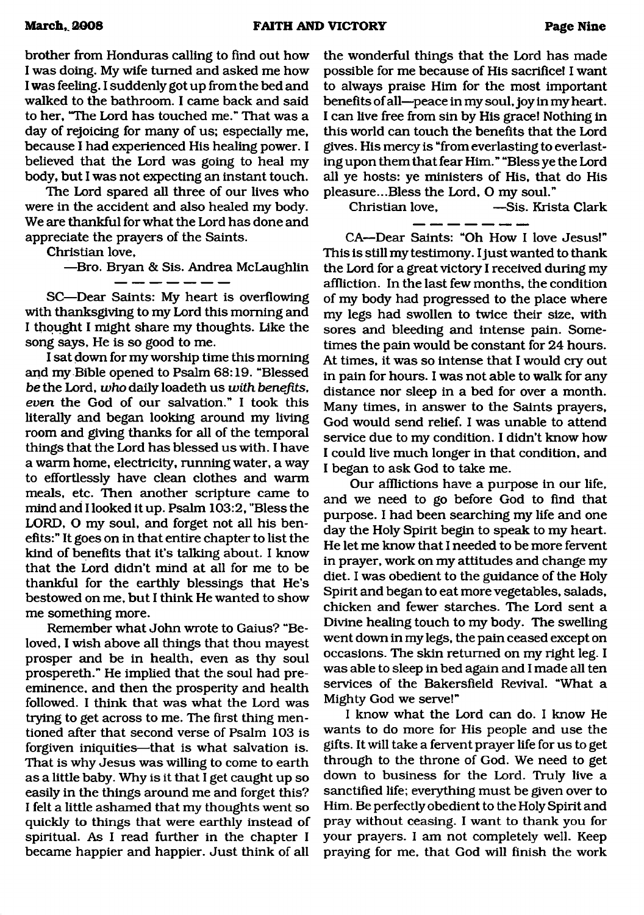brother from Honduras calling to find out how I was doing. My wife turned and asked me how I was feeling. I suddenly got up from the bed and walked to the bathroom. I came back and said to her, "The Lord has touched me." That was a day of rejoicing for many of us; especially me, because I had experienced His healing power. I believed that the Lord was going to heal my body, but I was not expecting an instant touch.

The Lord spared all three of our lives who were in the accident and also healed my body. We are thankful for what the Lord has done and appreciate the prayers of the Saints.

Christian love,

—Bro. Bryan & Sis. Andrea McLaughlin

---

SC—Dear Saints: My heart is overflowing with thanksgiving to my Lord this morning and I thought I might share my thoughts. Like the song says, He is so good to me.

I sat down for my worship time this morning and my Bible opened to Psalm 68:19. "Blessed *be* the Lord, *who* daily loadeth us *with benefits, even* the God of our salvation." I took this literally and began looking around my living room and giving thanks for all of the temporal things that the Lord has blessed us with. I have a warm home, electricity, running water, a way to effortlessly have clean clothes and warm meals, etc. Then another scripture came to mind and I looked it up. Psalm 103:2, "Bless the LORD, O my soul, and forget not all his benefits:" It goes on in that entire chapter to list the kind of benefits that it's talking about. I know that the Lord didn't mind at all for me to be thankful for the earthly blessings that He's bestowed on me, but I think He wanted to show me something more.

Remember what John wrote to Gaius? "Beloved, I wish above all things that thou mayest prosper and be in health, even as thy soul prospereth." He implied that the soul had preeminence, and then the prosperity and health followed. I think that was what the Lord was trying to get across to me. The first thing mentioned after that second verse of Psalm 103 is forgiven iniquities—that is what salvation is. That is why Jesus was willing to come to earth as a little baby. Why is it that I get caught up so easily in the things around me and forget this? I felt a little ashamed that my thoughts went so quickly to things that were earthly instead of spiritual. As I read further in the chapter I became happier and happier. Just think of all the wonderful things that the Lord has made possible for me because of His sacrifice! I want to always praise Him for the most important benefits of all—peace in my soul, joy in my heart. I can live free from sin by His grace! Nothing in this world can touch the benefits that the Lord gives. His mercy is "from everlasting to everlasting upon them that fear Him." "Bless ye the Lord all ye hosts: ye ministers of His, that do His pleasure...Bless the Lord, O my soul."

Christian love, —Sis. Krista Clark

---

CA—Dear Saints: "Oh How I love Jesus!" This is still my testimony. I just wanted to thank the Lord for a great victory I received during my affliction. In the last few months, the condition of my body had progressed to the place where my legs had swollen to twice their size, with sores and bleeding and intense pain. Sometimes the pain would be constant for 24 hours. At times, it was so intense that I would cry out in pain for hours. I was not able to walk for any distance nor sleep in a bed for over a month. Many times, in answer to the Saints prayers, God would send relief. I was unable to attend service due to my condition. I didn't know how I could live much longer in that condition, and I began to ask God to take me.

Our afflictions have a purpose in our life, and we need to go before God to find that purpose. I had been searching my life and one day the Holy Spirit begin to speak to my heart. He let me know that I needed to be more fervent in prayer, work on my attitudes and change my diet. I was obedient to the guidance of the Holy Spirit and began to eat more vegetables, salads, chicken and fewer starches. The Lord sent a Divine healing touch to my body. The swelling went down in my legs, the pain ceased except on occasions. The skin returned on my right leg. I was able to sleep in bed again and I made all ten services of the Bakersfield Revival. "What a Mighty God we serve!"

I know what the Lord can do. I know He wants to do more for His people and use the gifts. It will take a fervent prayer life for us to get through to the throne of God. We need to get down to business for the Lord. Truly live a sanctified life; everything must be given over to Him. Be perfectly obedient to the Holy Spirit and pray without ceasing. I want to thank you for your prayers. I am not completely well. Keep praying for me, that God will finish the work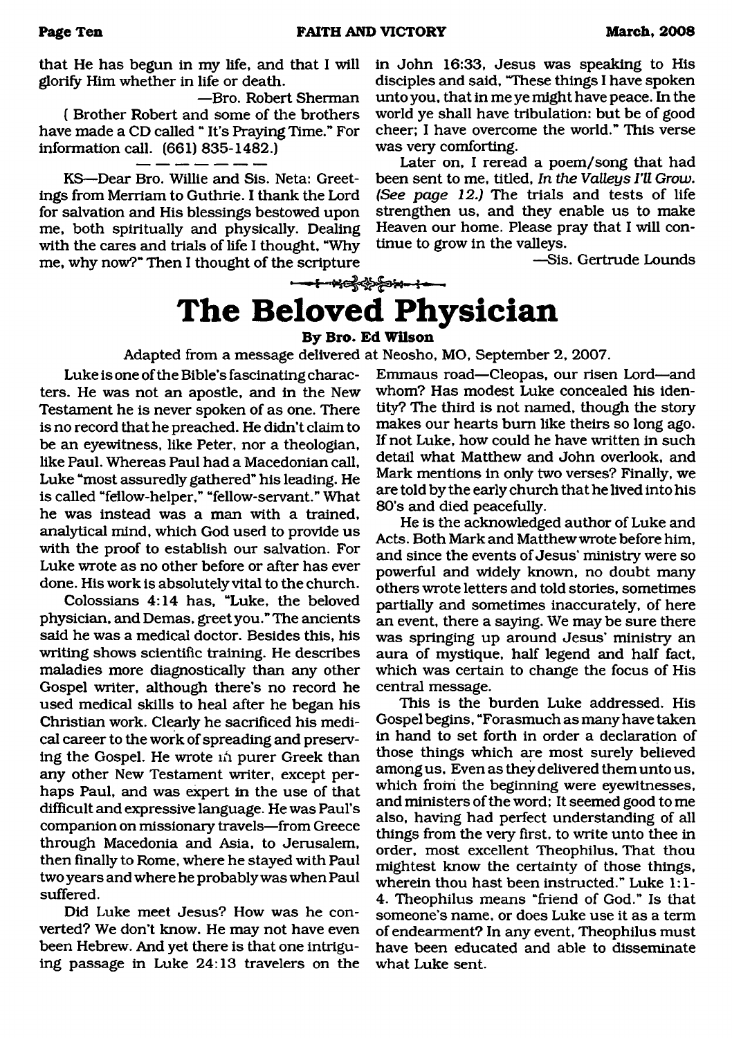that He has begun in my life, and that I will glorify Him whether in life or death.

—Bro. Robert Sherman

( Brother Robert and some of the brothers have made a CD called " It's Praying Time." For information call. (661) 835-1482.)

KS—Dear Bro. Willie and Sis. Neta: Greetings from Merriam to Guthrie. I thank the Lord for salvation and His blessings bestowed upon me, both spiritually and physically. Dealing with the cares and trials of life I thought, "Why me, why now?" Then I thought of the scripture in John 16:33, Jesus was speaking to His disciples and said, "These things I have spoken unto you, that in me ye might have peace. In the world ye shall have tribulation: but be of good cheer; I have overcome the world." This verse was very comforting.

Later on, I reread a poem/song that had been sent to me, titled, *In the Valleys I'll Grow. (See page 12.)* The trials and tests of life strengthen us, and they enable us to make Heaven our home. Please pray that I will continue to grow in the valleys.

—Sis. Gertrude Lounds

# The Beloved Physician

**By Bro. Ed Wilson**

Adapted from a message delivered at Neosho, MO, September 2, 2007.

Luke is one of the Bible's fascinating characters. He was not an apostle, and in the New Testament he is never spoken of as one. There is no record that he preached. He didn't claim to be an eyewitness, like Peter, nor a theologian, like Paul. Whereas Paul had a Macedonian call, Luke "most assuredly gathered" his leading. He is called "fellow-helper," "fellow-servant." What he was instead was a man with a trained, analytical mind, which God used to provide us with the proof to establish our salvation. For Luke wrote as no other before or after has ever done. His work is absolutely vital to the church.

Colossians 4:14 has, "Luke, the beloved physician, and Demas, greet you." The ancients said he was a medical doctor. Besides this, his writing shows scientific training. He describes maladies more diagnostically than any other Gospel writer, although there's no record he used medical skills to heal after he began his Christian work. Clearly he sacrificed his medical career to the work of spreading and preserving the Gospel. He wrote in purer Greek than any other New Testament writer, except perhaps Paul, and was expert in the use of that difficult and expressive language. He was Paul's companion on missionary travels—from Greece through Macedonia and Asia, to Jerusalem, then finally to Rome, where he stayed with Paul two years and where he probably was when Paul suffered.

Did Luke meet Jesus? How was he converted? We don't know. He may not have even been Hebrew. And yet there is that one intriguing passage in Luke 24:13 travelers on the Emmaus road—Cleopas, our risen Lord—and whom? Has modest Luke concealed his identity? The third is not named, though the story makes our hearts burn like theirs so long ago. If not Luke, how could he have written in such detail what Matthew and John overlook, and Mark mentions in only two verses? Finally, we are told by the early church that he lived into his 80's and died peacefully.

He is the acknowledged author of Luke and Acts. Both Mark and Matthew wrote before him, and since the events of Jesus' ministry were so powerful and widely known, no doubt many others wrote letters and told stories, sometimes partially and sometimes inaccurately, of here an event, there a saying. We may be sure there was springing up around Jesus' ministry an aura of mystique, half legend and half fact, which was certain to change the focus of His central message.

This is the burden Luke addressed. His Gospel begins, "Forasmuch as many have taken in hand to set forth in order a declaration of those things which are most surely believed among us, Even as they delivered them unto us, which from the beginning were eyewitnesses, and ministers of the word; It seemed good to me also, having had perfect understanding of all things from the very first, to write unto thee in order, most excellent Theophilus, That thou mightest know the certainty of those things, wherein thou hast been instructed." Luke 1:1-4. Theophilus means "friend of God." Is that someone's name, or does Luke use it as a term of endearment? In any event, Theophilus must have been educated and able to disseminate what Luke sent.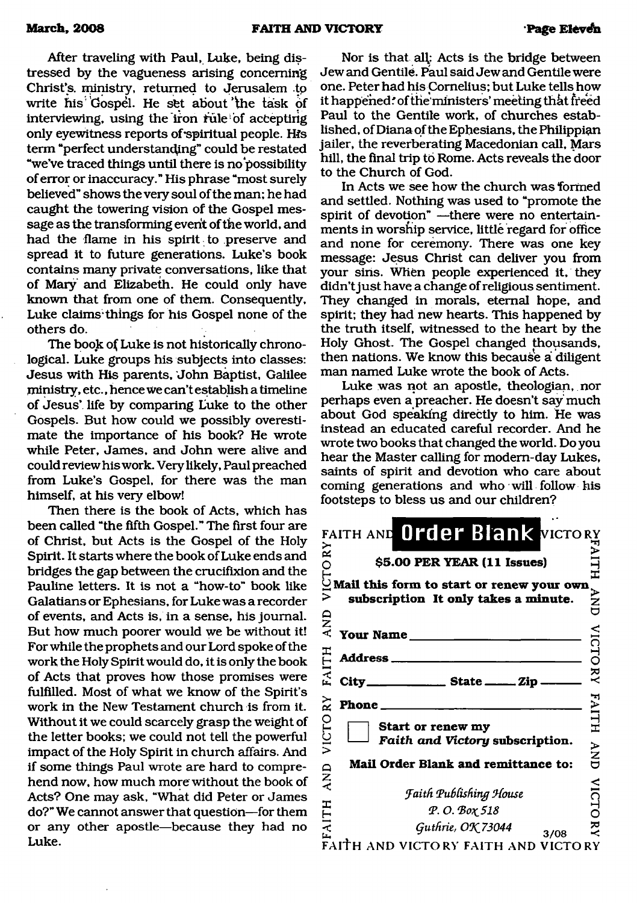After traveling with Paul, Luke, being distressed by the vagueness arising concerning Christ's ministry, returned to Jerusalem to write his Gospel. He set about the task of interviewing, using the iron rule of accepting only eyewitness reports of spiritual people. His term "perfect understanding" could be restated "we've traced things until there is no possibility of error or inaccuracy." His phrase "most surely believed" shows the very soul of the man; he had caught the towering vision of the Gospel message as the transforming event of the world, and had the flame in his spirit to preserve and spread it to future generations. Luke's book contains many private conversations, like that of Mary and Elizabeth. He could only have known that from one of them. Consequently, Luke claims things for his Gospel none of the others do.

The book of Luke is not historically chronological. Luke groups his subjects into classes: Jesus with His parents, John Baptist, Galilee ministry, etc., hence we can't establish a timeline of Jesus' life by comparing Luke to the other Gospels. But how could we possibly overestimate the importance of his book? He wrote while Peter, James, and John were alive and could review his work. Very likely, Paul preached from Luke's Gospel, for there was the man himself, at his very elbow!

Then there is the book of Acts, which has been called "the fifth Gospel." The first four are of Christ, but Acts is the Gospel of the Holy Spirit. It starts where the book of Luke ends and bridges the gap between the crucifixion and the Pauline letters. It is not a "how-to" book like Galatians or Ephesians, for Luke was a recorder of events, and Acts is, in a sense, his journal. But how much poorer would we be without it! For while the prophets and our Lord spoke of the work the Holy Spirit would do, it is only the book of Acts that proves how those promises were fulfilled. Most of what we know of the Spirit's work in the New Testament church is from it. Without it we could scarcely grasp the weight of the letter books; we could not tell the powerful impact of the Holy Spirit in church affairs. And if some things Paul wrote are hard to comprehend now, how much more without the book of Acts? One may ask, "What did Peter or James do?" We cannot answer that question—for them or any other apostle—because they had no Luke.

Nor is that all: Acts is the bridge between Jew and Gentile. Paul said Jew and Gentile were one. Peter had his Cornelius; but Luke tells how it happened: of the ministers' meeting that freed Paul to the Gentile work, of churches established, of Diana of the Ephesians, the Philippian jailer, the reverberating Macedonian call, Mars hill, the final trip to Rome. Acts reveals the door to the Church of God.

In Acts we see how the church was formed and settled. Nothing was used to "promote the spirit of devotion" —there were no entertainments in worship service, little regard for office and none for ceremony. There was one key message: Jesus Christ can deliver you from your sins. When people experienced it, they didn't just have a change of religious sentiment. They changed in morals, eternal hope, and spirit; they had new hearts. This happened by the truth itself, witnessed to the heart by the Holy Ghost. The Gospel changed thousands, then nations. We know this because a diligent man named Luke wrote the book of Acts.

Luke was not an apostle, theologian, nor perhaps even a preacher. He doesn't say much about God speaking directly to him. He was instead an educated careful recorder. And he wrote two books that changed the world. Do you hear the Master calling for modern-day Lukes, saints of spirit and devotion who care about coming generations and who will follow his footsteps to bless us and our children?

## Order Blank

**$5.00 PER YEAR (11 Issues)**

**Mail this form to start or renew your own subscription It only takes a minute.**

**Your Name** ____________________

**Address** ____________________

**City** ________ **State** ____ **Zip** ______

**Phone** ____________________

☐ **Start or renew my *Faith and Victory* subscription.**

**Mail Order Blank and remittance to:**

*Faith Publishing House*
*P. O. Box 518*
*Guthrie, OK 73044*

3/08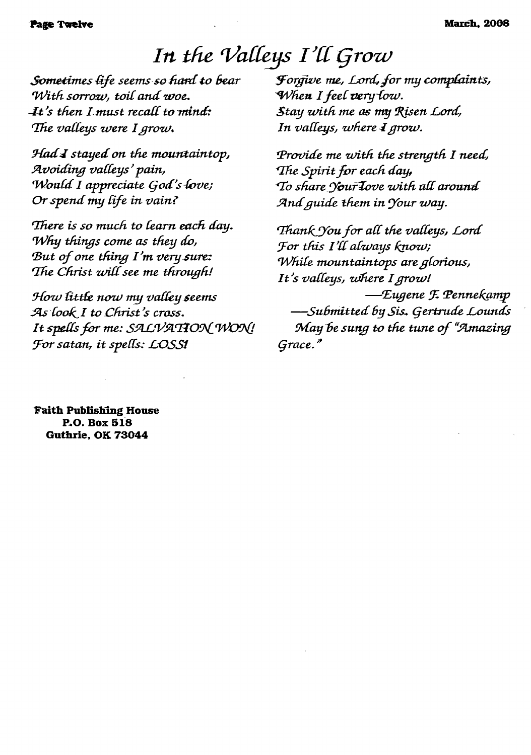# *In the Valleys I'll Grow*

*Sometimes life seems so hard to bear*
*With sorrow, toil and woe.*
*It's then I must recall to mind:*
*The valleys were I grow.*

*Had I stayed on the mountaintop,*
*Avoiding valleys' pain,*
*Would I appreciate God's love;*
*Or spend my life in vain?*

*There is so much to learn each day.*
*Why things come as they do,*
*But of one thing I'm very sure:*
*The Christ will see me through!*

*How little now my valley seems*
*As look I to Christ's cross.*
*It spells for me: SALVATION WON!*
*For satan, it spells: LOSS!*

*Forgive me, Lord, for my complaints,*
*When I feel very low.*
*Stay with me as my Risen Lord,*
*In valleys, where I grow.*

*Provide me with the strength I need,*
*The Spirit for each day,*
*To share Your love with all around*
*And guide them in Your way.*

*Thank You for all the valleys, Lord*
*For this I'll always know;*
*While mountaintops are glorious,*
*It's valleys, where I grow!*

*—Eugene F. Pennekamp*
*—Submitted by Sis. Gertrude Lounds*
*May be sung to the tune of "Amazing Grace."*

**Faith Publishing House**
**P.O. Box 518**
**Guthrie, OK 73044**